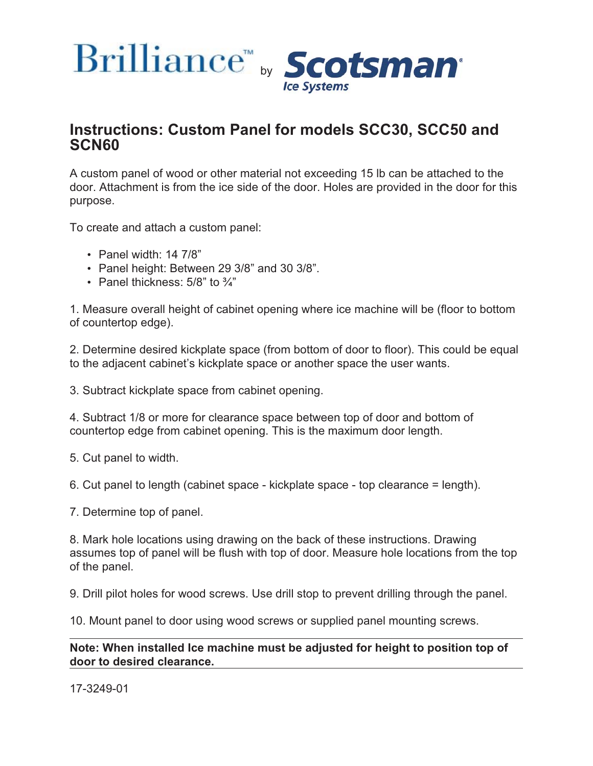Brilliance™ by Scotsman® Ice Systems

# Instructions: Custom Panel for models SCC30, SCC50 and SCN60

A custom panel of wood or other material not exceeding 15 lb can be attached to the door. Attachment is from the ice side of the door. Holes are provided in the door for this purpose.

To create and attach a custom panel:

- Panel width: 14 7/8"
- Panel height: Between 29 3/8" and 30 3/8".
- Panel thickness: 5/8" to ¾"

1. Measure overall height of cabinet opening where ice machine will be (floor to bottom of countertop edge).

2. Determine desired kickplate space (from bottom of door to floor). This could be equal to the adjacent cabinet's kickplate space or another space the user wants.

3. Subtract kickplate space from cabinet opening.

4. Subtract 1/8 or more for clearance space between top of door and bottom of countertop edge from cabinet opening. This is the maximum door length.

5. Cut panel to width.

6. Cut panel to length (cabinet space - kickplate space - top clearance = length).

7. Determine top of panel.

8. Mark hole locations using drawing on the back of these instructions. Drawing assumes top of panel will be flush with top of door. Measure hole locations from the top of the panel.

9. Drill pilot holes for wood screws. Use drill stop to prevent drilling through the panel.

10. Mount panel to door using wood screws or supplied panel mounting screws.

---

**Note: When installed Ice machine must be adjusted for height to position top of door to desired clearance.**

---

17-3249-01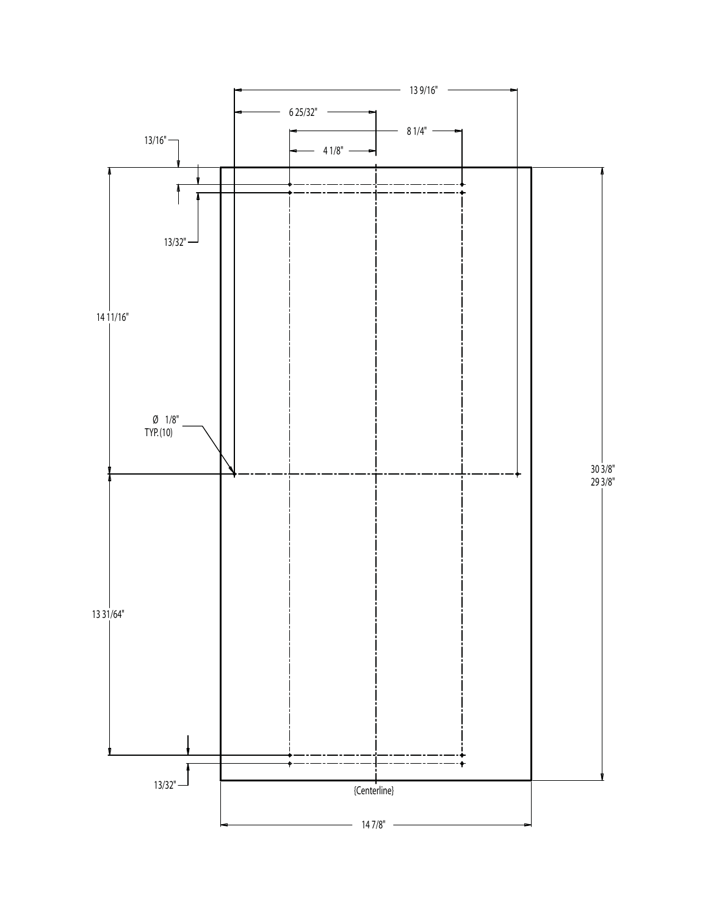13 9/16"

6 25/32"

8 1/4"

4 1/8"

13/16"

13/32"

14 11/16"

Ø 1/8"
TYP. (10)

30 3/8"
29 3/8"

13 31/64"

13/32"

{Centerline}

14 7/8"